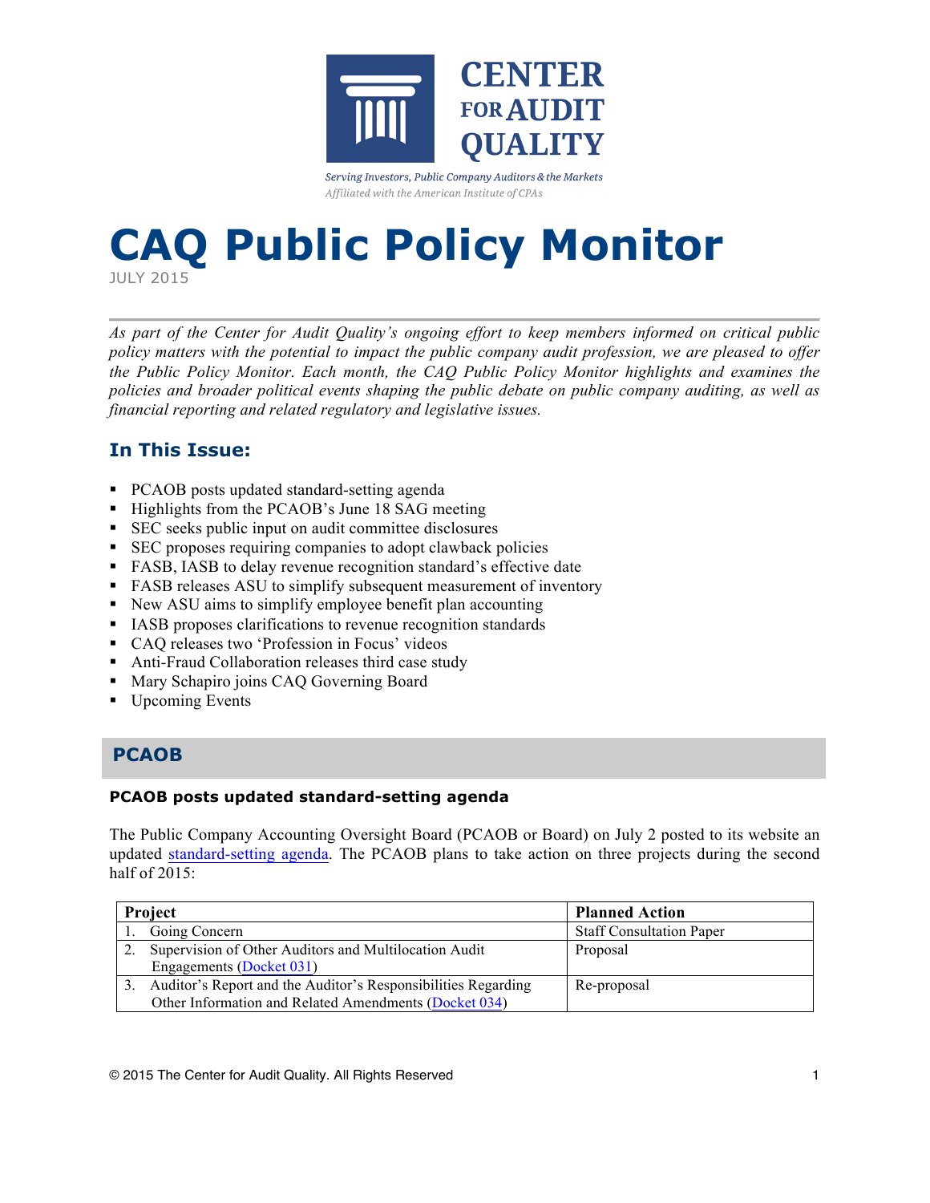CENTER FOR AUDIT QUALITY

*Serving Investors, Public Company Auditors & the Markets*
*Affiliated with the American Institute of CPAs*

# CAQ Public Policy Monitor

JULY 2015

*As part of the Center for Audit Quality's ongoing effort to keep members informed on critical public policy matters with the potential to impact the public company audit profession, we are pleased to offer the Public Policy Monitor. Each month, the CAQ Public Policy Monitor highlights and examines the policies and broader political events shaping the public debate on public company auditing, as well as financial reporting and related regulatory and legislative issues.*

## In This Issue:

- PCAOB posts updated standard-setting agenda
- Highlights from the PCAOB's June 18 SAG meeting
- SEC seeks public input on audit committee disclosures
- SEC proposes requiring companies to adopt clawback policies
- FASB, IASB to delay revenue recognition standard's effective date
- FASB releases ASU to simplify subsequent measurement of inventory
- New ASU aims to simplify employee benefit plan accounting
- IASB proposes clarifications to revenue recognition standards
- CAQ releases two 'Profession in Focus' videos
- Anti-Fraud Collaboration releases third case study
- Mary Schapiro joins CAQ Governing Board
- Upcoming Events

## PCAOB

### PCAOB posts updated standard-setting agenda

The Public Company Accounting Oversight Board (PCAOB or Board) on July 2 posted to its website an updated standard-setting agenda. The PCAOB plans to take action on three projects during the second half of 2015:

| Project | Planned Action |
|---|---|
| 1. Going Concern | Staff Consultation Paper |
| 2. Supervision of Other Auditors and Multilocation Audit Engagements (Docket 031) | Proposal |
| 3. Auditor's Report and the Auditor's Responsibilities Regarding Other Information and Related Amendments (Docket 034) | Re-proposal |

© 2015 The Center for Audit Quality. All Rights Reserved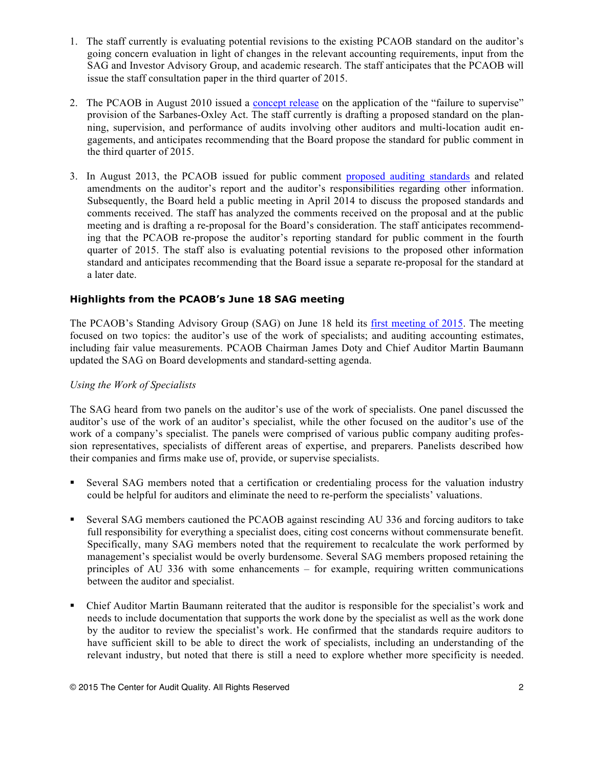1. The staff currently is evaluating potential revisions to the existing PCAOB standard on the auditor's going concern evaluation in light of changes in the relevant accounting requirements, input from the SAG and Investor Advisory Group, and academic research. The staff anticipates that the PCAOB will issue the staff consultation paper in the third quarter of 2015.

2. The PCAOB in August 2010 issued a concept release on the application of the "failure to supervise" provision of the Sarbanes-Oxley Act. The staff currently is drafting a proposed standard on the planning, supervision, and performance of audits involving other auditors and multi-location audit engagements, and anticipates recommending that the Board propose the standard for public comment in the third quarter of 2015.

3. In August 2013, the PCAOB issued for public comment proposed auditing standards and related amendments on the auditor's report and the auditor's responsibilities regarding other information. Subsequently, the Board held a public meeting in April 2014 to discuss the proposed standards and comments received. The staff has analyzed the comments received on the proposal and at the public meeting and is drafting a re-proposal for the Board's consideration. The staff anticipates recommending that the PCAOB re-propose the auditor's reporting standard for public comment in the fourth quarter of 2015. The staff also is evaluating potential revisions to the proposed other information standard and anticipates recommending that the Board issue a separate re-proposal for the standard at a later date.

### Highlights from the PCAOB's June 18 SAG meeting

The PCAOB's Standing Advisory Group (SAG) on June 18 held its first meeting of 2015. The meeting focused on two topics: the auditor's use of the work of specialists; and auditing accounting estimates, including fair value measurements. PCAOB Chairman James Doty and Chief Auditor Martin Baumann updated the SAG on Board developments and standard-setting agenda.

*Using the Work of Specialists*

The SAG heard from two panels on the auditor's use of the work of specialists. One panel discussed the auditor's use of the work of an auditor's specialist, while the other focused on the auditor's use of the work of a company's specialist. The panels were comprised of various public company auditing profession representatives, specialists of different areas of expertise, and preparers. Panelists described how their companies and firms make use of, provide, or supervise specialists.

- Several SAG members noted that a certification or credentialing process for the valuation industry could be helpful for auditors and eliminate the need to re-perform the specialists' valuations.

- Several SAG members cautioned the PCAOB against rescinding AU 336 and forcing auditors to take full responsibility for everything a specialist does, citing cost concerns without commensurate benefit. Specifically, many SAG members noted that the requirement to recalculate the work performed by management's specialist would be overly burdensome. Several SAG members proposed retaining the principles of AU 336 with some enhancements – for example, requiring written communications between the auditor and specialist.

- Chief Auditor Martin Baumann reiterated that the auditor is responsible for the specialist's work and needs to include documentation that supports the work done by the specialist as well as the work done by the auditor to review the specialist's work. He confirmed that the standards require auditors to have sufficient skill to be able to direct the work of specialists, including an understanding of the relevant industry, but noted that there is still a need to explore whether more specificity is needed.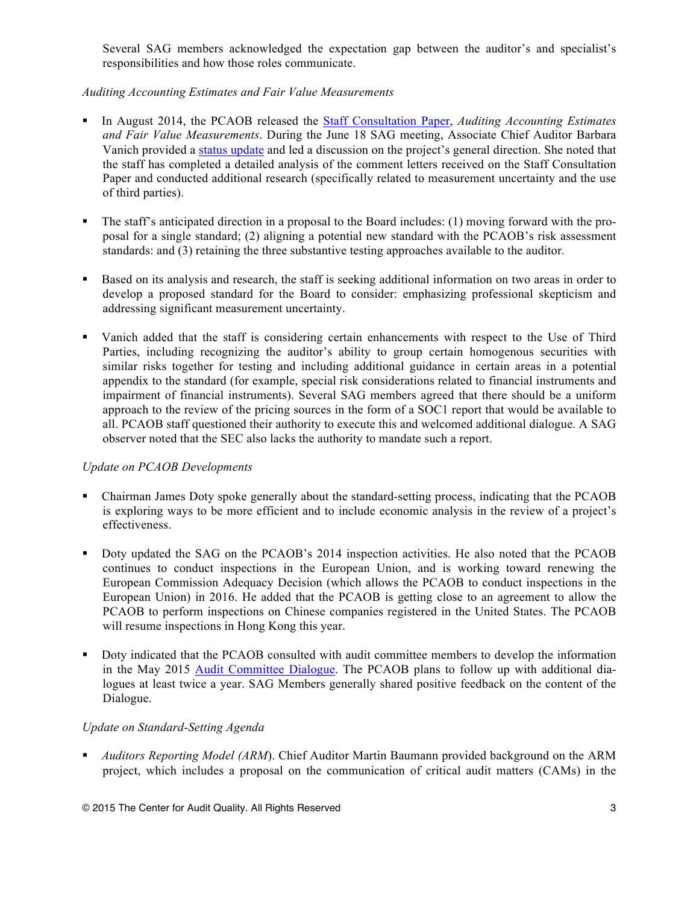Several SAG members acknowledged the expectation gap between the auditor's and specialist's responsibilities and how those roles communicate.

*Auditing Accounting Estimates and Fair Value Measurements*

- In August 2014, the PCAOB released the Staff Consultation Paper, *Auditing Accounting Estimates and Fair Value Measurements*. During the June 18 SAG meeting, Associate Chief Auditor Barbara Vanich provided a status update and led a discussion on the project's general direction. She noted that the staff has completed a detailed analysis of the comment letters received on the Staff Consultation Paper and conducted additional research (specifically related to measurement uncertainty and the use of third parties).

- The staff's anticipated direction in a proposal to the Board includes: (1) moving forward with the proposal for a single standard; (2) aligning a potential new standard with the PCAOB's risk assessment standards: and (3) retaining the three substantive testing approaches available to the auditor.

- Based on its analysis and research, the staff is seeking additional information on two areas in order to develop a proposed standard for the Board to consider: emphasizing professional skepticism and addressing significant measurement uncertainty.

- Vanich added that the staff is considering certain enhancements with respect to the Use of Third Parties, including recognizing the auditor's ability to group certain homogenous securities with similar risks together for testing and including additional guidance in certain areas in a potential appendix to the standard (for example, special risk considerations related to financial instruments and impairment of financial instruments). Several SAG members agreed that there should be a uniform approach to the review of the pricing sources in the form of a SOC1 report that would be available to all. PCAOB staff questioned their authority to execute this and welcomed additional dialogue. A SAG observer noted that the SEC also lacks the authority to mandate such a report.

*Update on PCAOB Developments*

- Chairman James Doty spoke generally about the standard-setting process, indicating that the PCAOB is exploring ways to be more efficient and to include economic analysis in the review of a project's effectiveness.

- Doty updated the SAG on the PCAOB's 2014 inspection activities. He also noted that the PCAOB continues to conduct inspections in the European Union, and is working toward renewing the European Commission Adequacy Decision (which allows the PCAOB to conduct inspections in the European Union) in 2016. He added that the PCAOB is getting close to an agreement to allow the PCAOB to perform inspections on Chinese companies registered in the United States. The PCAOB will resume inspections in Hong Kong this year.

- Doty indicated that the PCAOB consulted with audit committee members to develop the information in the May 2015 Audit Committee Dialogue. The PCAOB plans to follow up with additional dialogues at least twice a year. SAG Members generally shared positive feedback on the content of the Dialogue.

*Update on Standard-Setting Agenda*

- *Auditors Reporting Model (ARM*). Chief Auditor Martin Baumann provided background on the ARM project, which includes a proposal on the communication of critical audit matters (CAMs) in the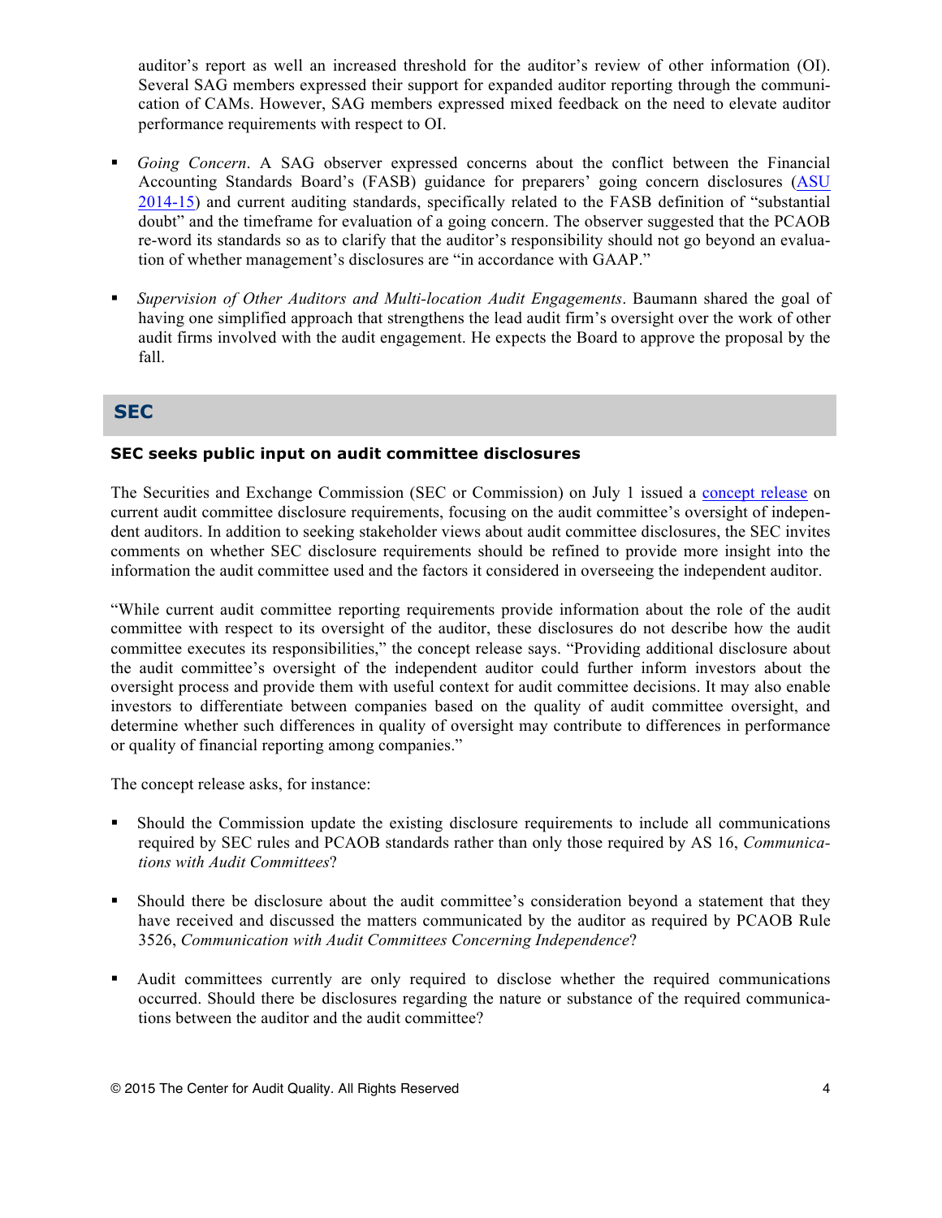auditor's report as well an increased threshold for the auditor's review of other information (OI). Several SAG members expressed their support for expanded auditor reporting through the communication of CAMs. However, SAG members expressed mixed feedback on the need to elevate auditor performance requirements with respect to OI.

- *Going Concern*. A SAG observer expressed concerns about the conflict between the Financial Accounting Standards Board's (FASB) guidance for preparers' going concern disclosures (ASU 2014-15) and current auditing standards, specifically related to the FASB definition of "substantial doubt" and the timeframe for evaluation of a going concern. The observer suggested that the PCAOB re-word its standards so as to clarify that the auditor's responsibility should not go beyond an evaluation of whether management's disclosures are "in accordance with GAAP."

- *Supervision of Other Auditors and Multi-location Audit Engagements*. Baumann shared the goal of having one simplified approach that strengthens the lead audit firm's oversight over the work of other audit firms involved with the audit engagement. He expects the Board to approve the proposal by the fall.

## SEC

### SEC seeks public input on audit committee disclosures

The Securities and Exchange Commission (SEC or Commission) on July 1 issued a concept release on current audit committee disclosure requirements, focusing on the audit committee's oversight of independent auditors. In addition to seeking stakeholder views about audit committee disclosures, the SEC invites comments on whether SEC disclosure requirements should be refined to provide more insight into the information the audit committee used and the factors it considered in overseeing the independent auditor.

"While current audit committee reporting requirements provide information about the role of the audit committee with respect to its oversight of the auditor, these disclosures do not describe how the audit committee executes its responsibilities," the concept release says. "Providing additional disclosure about the audit committee's oversight of the independent auditor could further inform investors about the oversight process and provide them with useful context for audit committee decisions. It may also enable investors to differentiate between companies based on the quality of audit committee oversight, and determine whether such differences in quality of oversight may contribute to differences in performance or quality of financial reporting among companies."

The concept release asks, for instance:

- Should the Commission update the existing disclosure requirements to include all communications required by SEC rules and PCAOB standards rather than only those required by AS 16, *Communications with Audit Committees*?

- Should there be disclosure about the audit committee's consideration beyond a statement that they have received and discussed the matters communicated by the auditor as required by PCAOB Rule 3526, *Communication with Audit Committees Concerning Independence*?

- Audit committees currently are only required to disclose whether the required communications occurred. Should there be disclosures regarding the nature or substance of the required communications between the auditor and the audit committee?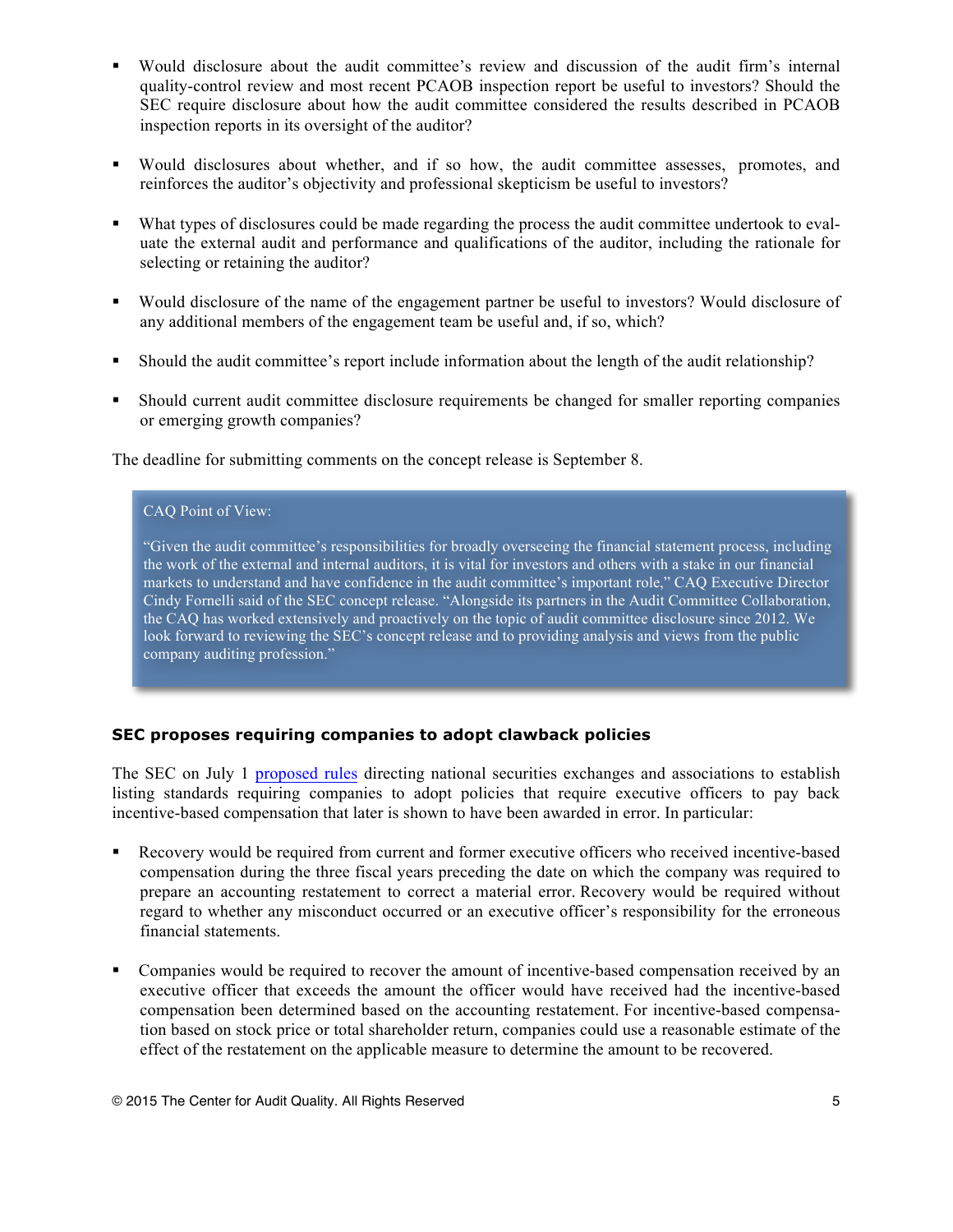- Would disclosure about the audit committee's review and discussion of the audit firm's internal quality-control review and most recent PCAOB inspection report be useful to investors? Should the SEC require disclosure about how the audit committee considered the results described in PCAOB inspection reports in its oversight of the auditor?

- Would disclosures about whether, and if so how, the audit committee assesses, promotes, and reinforces the auditor's objectivity and professional skepticism be useful to investors?

- What types of disclosures could be made regarding the process the audit committee undertook to evaluate the external audit and performance and qualifications of the auditor, including the rationale for selecting or retaining the auditor?

- Would disclosure of the name of the engagement partner be useful to investors? Would disclosure of any additional members of the engagement team be useful and, if so, which?

- Should the audit committee's report include information about the length of the audit relationship?

- Should current audit committee disclosure requirements be changed for smaller reporting companies or emerging growth companies?

The deadline for submitting comments on the concept release is September 8.

> CAQ Point of View:
>
> "Given the audit committee's responsibilities for broadly overseeing the financial statement process, including the work of the external and internal auditors, it is vital for investors and others with a stake in our financial markets to understand and have confidence in the audit committee's important role," CAQ Executive Director Cindy Fornelli said of the SEC concept release. "Alongside its partners in the Audit Committee Collaboration, the CAQ has worked extensively and proactively on the topic of audit committee disclosure since 2012. We look forward to reviewing the SEC's concept release and to providing analysis and views from the public company auditing profession."

### SEC proposes requiring companies to adopt clawback policies

The SEC on July 1 proposed rules directing national securities exchanges and associations to establish listing standards requiring companies to adopt policies that require executive officers to pay back incentive-based compensation that later is shown to have been awarded in error. In particular:

- Recovery would be required from current and former executive officers who received incentive-based compensation during the three fiscal years preceding the date on which the company was required to prepare an accounting restatement to correct a material error. Recovery would be required without regard to whether any misconduct occurred or an executive officer's responsibility for the erroneous financial statements.

- Companies would be required to recover the amount of incentive-based compensation received by an executive officer that exceeds the amount the officer would have received had the incentive-based compensation been determined based on the accounting restatement. For incentive-based compensation based on stock price or total shareholder return, companies could use a reasonable estimate of the effect of the restatement on the applicable measure to determine the amount to be recovered.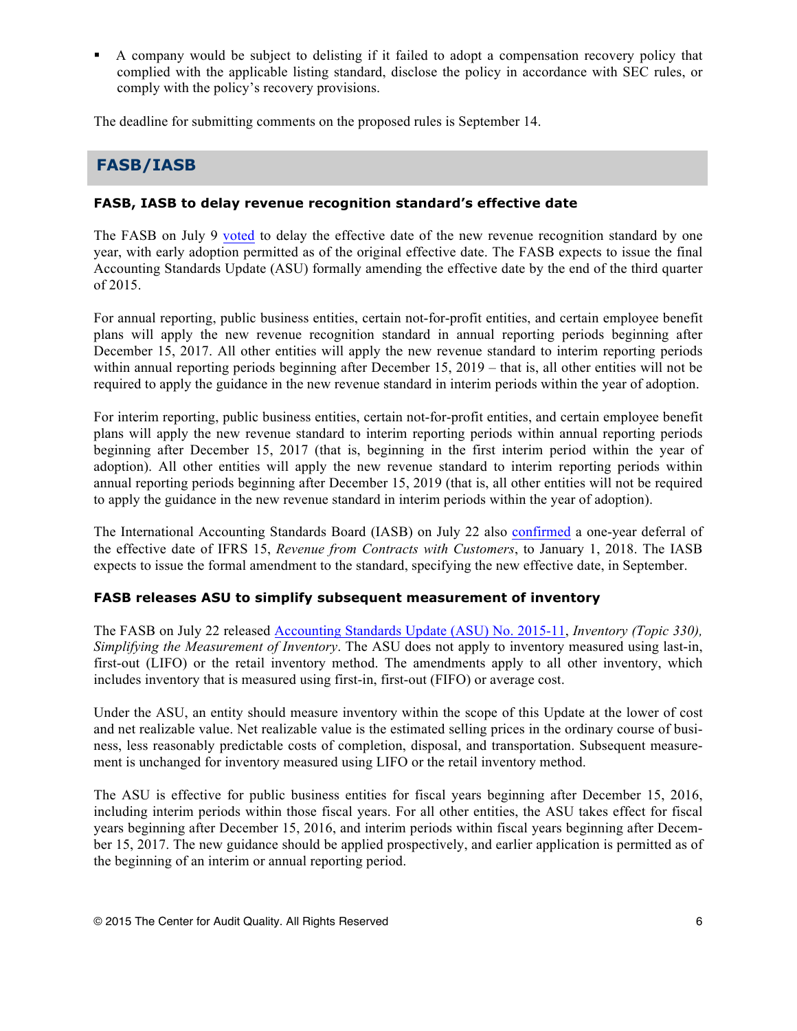- A company would be subject to delisting if it failed to adopt a compensation recovery policy that complied with the applicable listing standard, disclose the policy in accordance with SEC rules, or comply with the policy's recovery provisions.

The deadline for submitting comments on the proposed rules is September 14.

## FASB/IASB

### FASB, IASB to delay revenue recognition standard's effective date

The FASB on July 9 voted to delay the effective date of the new revenue recognition standard by one year, with early adoption permitted as of the original effective date. The FASB expects to issue the final Accounting Standards Update (ASU) formally amending the effective date by the end of the third quarter of 2015.

For annual reporting, public business entities, certain not-for-profit entities, and certain employee benefit plans will apply the new revenue recognition standard in annual reporting periods beginning after December 15, 2017. All other entities will apply the new revenue standard to interim reporting periods within annual reporting periods beginning after December 15, 2019 – that is, all other entities will not be required to apply the guidance in the new revenue standard in interim periods within the year of adoption.

For interim reporting, public business entities, certain not-for-profit entities, and certain employee benefit plans will apply the new revenue standard to interim reporting periods within annual reporting periods beginning after December 15, 2017 (that is, beginning in the first interim period within the year of adoption). All other entities will apply the new revenue standard to interim reporting periods within annual reporting periods beginning after December 15, 2019 (that is, all other entities will not be required to apply the guidance in the new revenue standard in interim periods within the year of adoption).

The International Accounting Standards Board (IASB) on July 22 also confirmed a one-year deferral of the effective date of IFRS 15, *Revenue from Contracts with Customers*, to January 1, 2018. The IASB expects to issue the formal amendment to the standard, specifying the new effective date, in September.

### FASB releases ASU to simplify subsequent measurement of inventory

The FASB on July 22 released Accounting Standards Update (ASU) No. 2015-11, *Inventory (Topic 330), Simplifying the Measurement of Inventory*. The ASU does not apply to inventory measured using last-in, first-out (LIFO) or the retail inventory method. The amendments apply to all other inventory, which includes inventory that is measured using first-in, first-out (FIFO) or average cost.

Under the ASU, an entity should measure inventory within the scope of this Update at the lower of cost and net realizable value. Net realizable value is the estimated selling prices in the ordinary course of business, less reasonably predictable costs of completion, disposal, and transportation. Subsequent measurement is unchanged for inventory measured using LIFO or the retail inventory method.

The ASU is effective for public business entities for fiscal years beginning after December 15, 2016, including interim periods within those fiscal years. For all other entities, the ASU takes effect for fiscal years beginning after December 15, 2016, and interim periods within fiscal years beginning after December 15, 2017. The new guidance should be applied prospectively, and earlier application is permitted as of the beginning of an interim or annual reporting period.

© 2015 The Center for Audit Quality. All Rights Reserved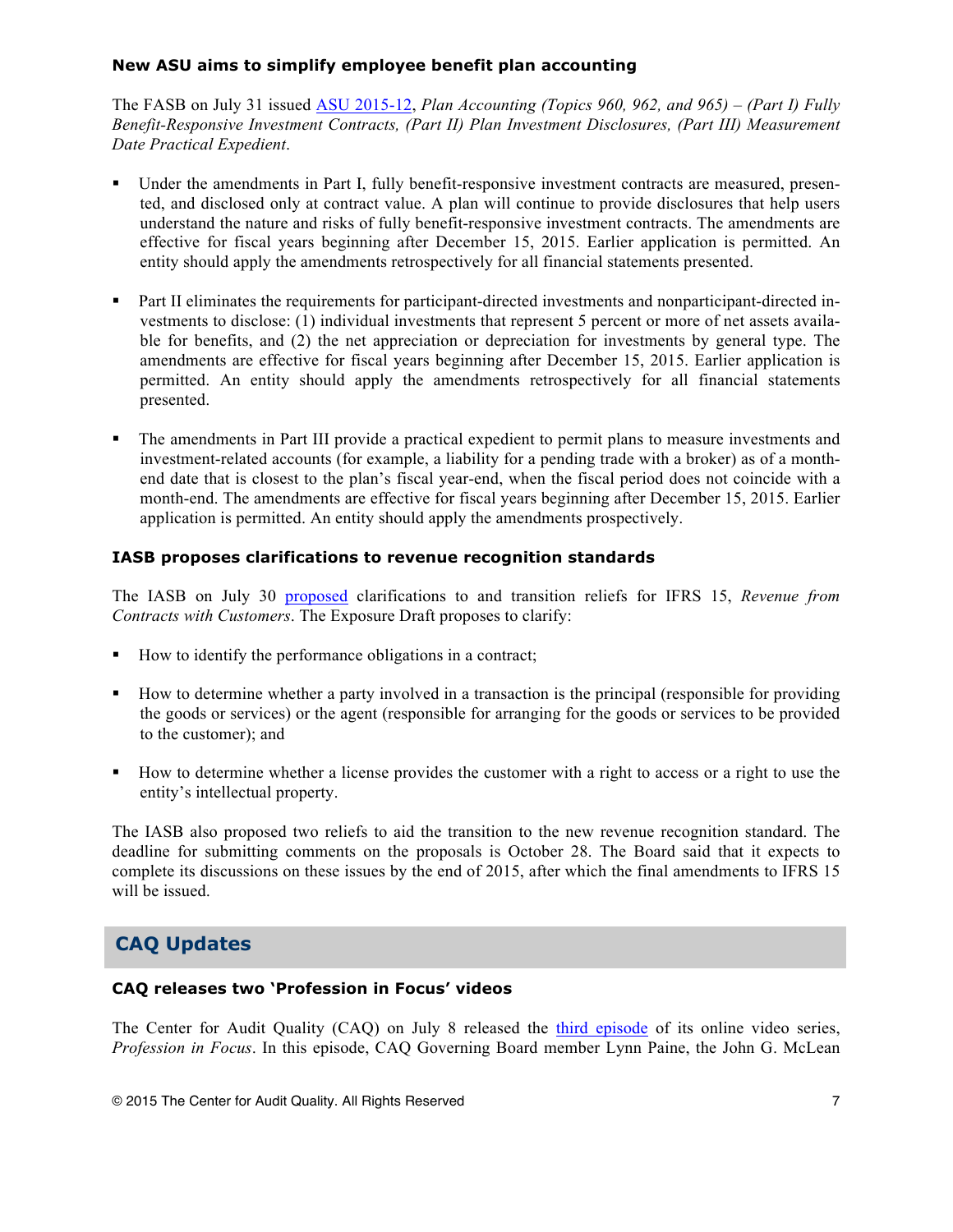### New ASU aims to simplify employee benefit plan accounting

The FASB on July 31 issued [ASU 2015-12](), *Plan Accounting (Topics 960, 962, and 965) – (Part I) Fully Benefit-Responsive Investment Contracts, (Part II) Plan Investment Disclosures, (Part III) Measurement Date Practical Expedient*.

- Under the amendments in Part I, fully benefit-responsive investment contracts are measured, presented, and disclosed only at contract value. A plan will continue to provide disclosures that help users understand the nature and risks of fully benefit-responsive investment contracts. The amendments are effective for fiscal years beginning after December 15, 2015. Earlier application is permitted. An entity should apply the amendments retrospectively for all financial statements presented.

- Part II eliminates the requirements for participant-directed investments and nonparticipant-directed investments to disclose: (1) individual investments that represent 5 percent or more of net assets available for benefits, and (2) the net appreciation or depreciation for investments by general type. The amendments are effective for fiscal years beginning after December 15, 2015. Earlier application is permitted. An entity should apply the amendments retrospectively for all financial statements presented.

- The amendments in Part III provide a practical expedient to permit plans to measure investments and investment-related accounts (for example, a liability for a pending trade with a broker) as of a month-end date that is closest to the plan's fiscal year-end, when the fiscal period does not coincide with a month-end. The amendments are effective for fiscal years beginning after December 15, 2015. Earlier application is permitted. An entity should apply the amendments prospectively.

### IASB proposes clarifications to revenue recognition standards

The IASB on July 30 [proposed]() clarifications to and transition reliefs for IFRS 15, *Revenue from Contracts with Customers*. The Exposure Draft proposes to clarify:

- How to identify the performance obligations in a contract;

- How to determine whether a party involved in a transaction is the principal (responsible for providing the goods or services) or the agent (responsible for arranging for the goods or services to be provided to the customer); and

- How to determine whether a license provides the customer with a right to access or a right to use the entity's intellectual property.

The IASB also proposed two reliefs to aid the transition to the new revenue recognition standard. The deadline for submitting comments on the proposals is October 28. The Board said that it expects to complete its discussions on these issues by the end of 2015, after which the final amendments to IFRS 15 will be issued.

## CAQ Updates

### CAQ releases two 'Profession in Focus' videos

The Center for Audit Quality (CAQ) on July 8 released the [third episode]() of its online video series, *Profession in Focus*. In this episode, CAQ Governing Board member Lynn Paine, the John G. McLean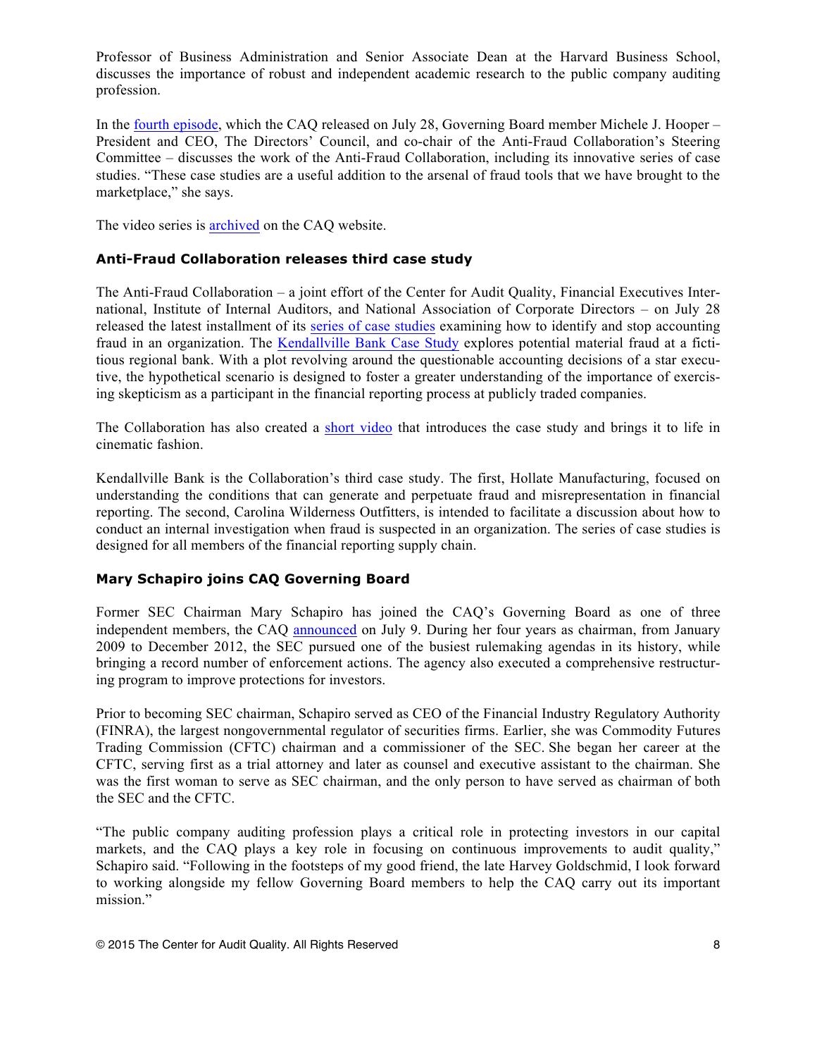Professor of Business Administration and Senior Associate Dean at the Harvard Business School, discusses the importance of robust and independent academic research to the public company auditing profession.

In the fourth episode, which the CAQ released on July 28, Governing Board member Michele J. Hooper – President and CEO, The Directors' Council, and co-chair of the Anti-Fraud Collaboration's Steering Committee – discusses the work of the Anti-Fraud Collaboration, including its innovative series of case studies. "These case studies are a useful addition to the arsenal of fraud tools that we have brought to the marketplace," she says.

The video series is archived on the CAQ website.

### Anti-Fraud Collaboration releases third case study

The Anti-Fraud Collaboration – a joint effort of the Center for Audit Quality, Financial Executives International, Institute of Internal Auditors, and National Association of Corporate Directors – on July 28 released the latest installment of its series of case studies examining how to identify and stop accounting fraud in an organization. The Kendallville Bank Case Study explores potential material fraud at a fictitious regional bank. With a plot revolving around the questionable accounting decisions of a star executive, the hypothetical scenario is designed to foster a greater understanding of the importance of exercising skepticism as a participant in the financial reporting process at publicly traded companies.

The Collaboration has also created a short video that introduces the case study and brings it to life in cinematic fashion.

Kendallville Bank is the Collaboration's third case study. The first, Hollate Manufacturing, focused on understanding the conditions that can generate and perpetuate fraud and misrepresentation in financial reporting. The second, Carolina Wilderness Outfitters, is intended to facilitate a discussion about how to conduct an internal investigation when fraud is suspected in an organization. The series of case studies is designed for all members of the financial reporting supply chain.

### Mary Schapiro joins CAQ Governing Board

Former SEC Chairman Mary Schapiro has joined the CAQ's Governing Board as one of three independent members, the CAQ announced on July 9. During her four years as chairman, from January 2009 to December 2012, the SEC pursued one of the busiest rulemaking agendas in its history, while bringing a record number of enforcement actions. The agency also executed a comprehensive restructuring program to improve protections for investors.

Prior to becoming SEC chairman, Schapiro served as CEO of the Financial Industry Regulatory Authority (FINRA), the largest nongovernmental regulator of securities firms. Earlier, she was Commodity Futures Trading Commission (CFTC) chairman and a commissioner of the SEC. She began her career at the CFTC, serving first as a trial attorney and later as counsel and executive assistant to the chairman. She was the first woman to serve as SEC chairman, and the only person to have served as chairman of both the SEC and the CFTC.

"The public company auditing profession plays a critical role in protecting investors in our capital markets, and the CAQ plays a key role in focusing on continuous improvements to audit quality," Schapiro said. "Following in the footsteps of my good friend, the late Harvey Goldschmid, I look forward to working alongside my fellow Governing Board members to help the CAQ carry out its important mission."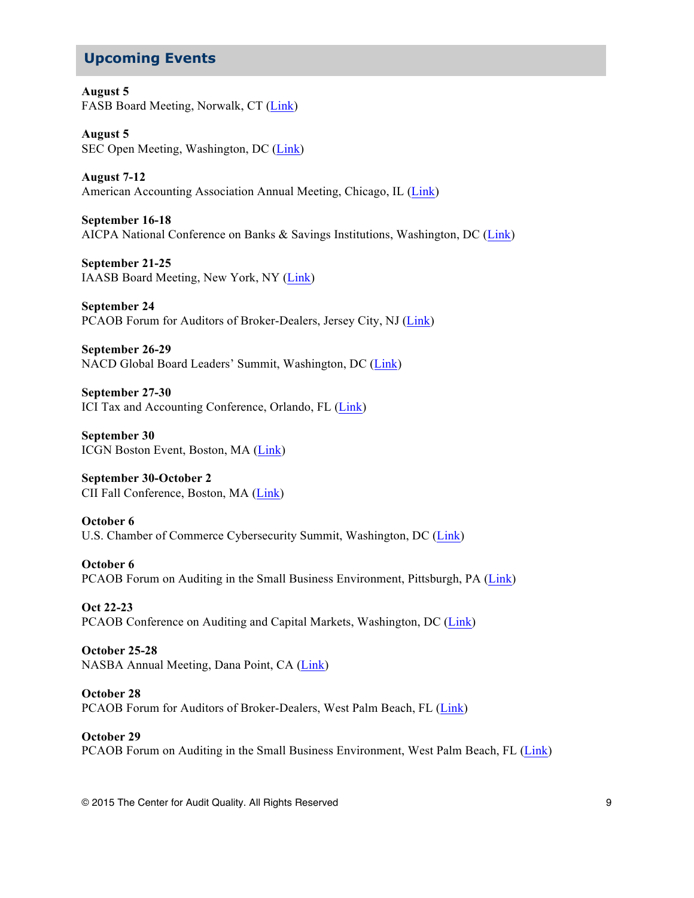## Upcoming Events

**August 5**
FASB Board Meeting, Norwalk, CT (Link)

**August 5**
SEC Open Meeting, Washington, DC (Link)

**August 7-12**
American Accounting Association Annual Meeting, Chicago, IL (Link)

**September 16-18**
AICPA National Conference on Banks & Savings Institutions, Washington, DC (Link)

**September 21-25**
IAASB Board Meeting, New York, NY (Link)

**September 24**
PCAOB Forum for Auditors of Broker-Dealers, Jersey City, NJ (Link)

**September 26-29**
NACD Global Board Leaders' Summit, Washington, DC (Link)

**September 27-30**
ICI Tax and Accounting Conference, Orlando, FL (Link)

**September 30**
ICGN Boston Event, Boston, MA (Link)

**September 30-October 2**
CII Fall Conference, Boston, MA (Link)

**October 6**
U.S. Chamber of Commerce Cybersecurity Summit, Washington, DC (Link)

**October 6**
PCAOB Forum on Auditing in the Small Business Environment, Pittsburgh, PA (Link)

**Oct 22-23**
PCAOB Conference on Auditing and Capital Markets, Washington, DC (Link)

**October 25-28**
NASBA Annual Meeting, Dana Point, CA (Link)

**October 28**
PCAOB Forum for Auditors of Broker-Dealers, West Palm Beach, FL (Link)

**October 29**
PCAOB Forum on Auditing in the Small Business Environment, West Palm Beach, FL (Link)

© 2015 The Center for Audit Quality. All Rights Reserved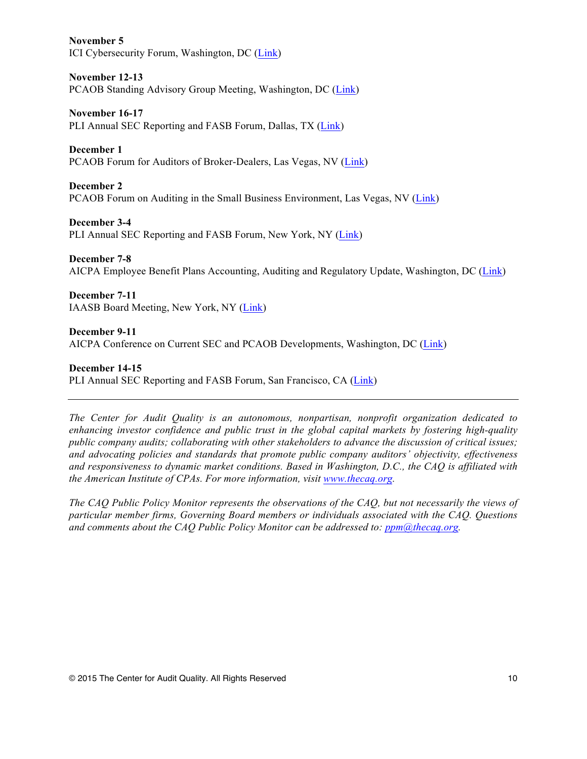**November 5**
ICI Cybersecurity Forum, Washington, DC (Link)

**November 12-13**
PCAOB Standing Advisory Group Meeting, Washington, DC (Link)

**November 16-17**
PLI Annual SEC Reporting and FASB Forum, Dallas, TX (Link)

**December 1**
PCAOB Forum for Auditors of Broker-Dealers, Las Vegas, NV (Link)

**December 2**
PCAOB Forum on Auditing in the Small Business Environment, Las Vegas, NV (Link)

**December 3-4**
PLI Annual SEC Reporting and FASB Forum, New York, NY (Link)

**December 7-8**
AICPA Employee Benefit Plans Accounting, Auditing and Regulatory Update, Washington, DC (Link)

**December 7-11**
IAASB Board Meeting, New York, NY (Link)

**December 9-11**
AICPA Conference on Current SEC and PCAOB Developments, Washington, DC (Link)

**December 14-15**
PLI Annual SEC Reporting and FASB Forum, San Francisco, CA (Link)

---

*The Center for Audit Quality is an autonomous, nonpartisan, nonprofit organization dedicated to enhancing investor confidence and public trust in the global capital markets by fostering high-quality public company audits; collaborating with other stakeholders to advance the discussion of critical issues; and advocating policies and standards that promote public company auditors' objectivity, effectiveness and responsiveness to dynamic market conditions. Based in Washington, D.C., the CAQ is affiliated with the American Institute of CPAs. For more information, visit www.thecaq.org.*

*The CAQ Public Policy Monitor represents the observations of the CAQ, but not necessarily the views of particular member firms, Governing Board members or individuals associated with the CAQ. Questions and comments about the CAQ Public Policy Monitor can be addressed to: ppm@thecaq.org.*

© 2015 The Center for Audit Quality. All Rights Reserved